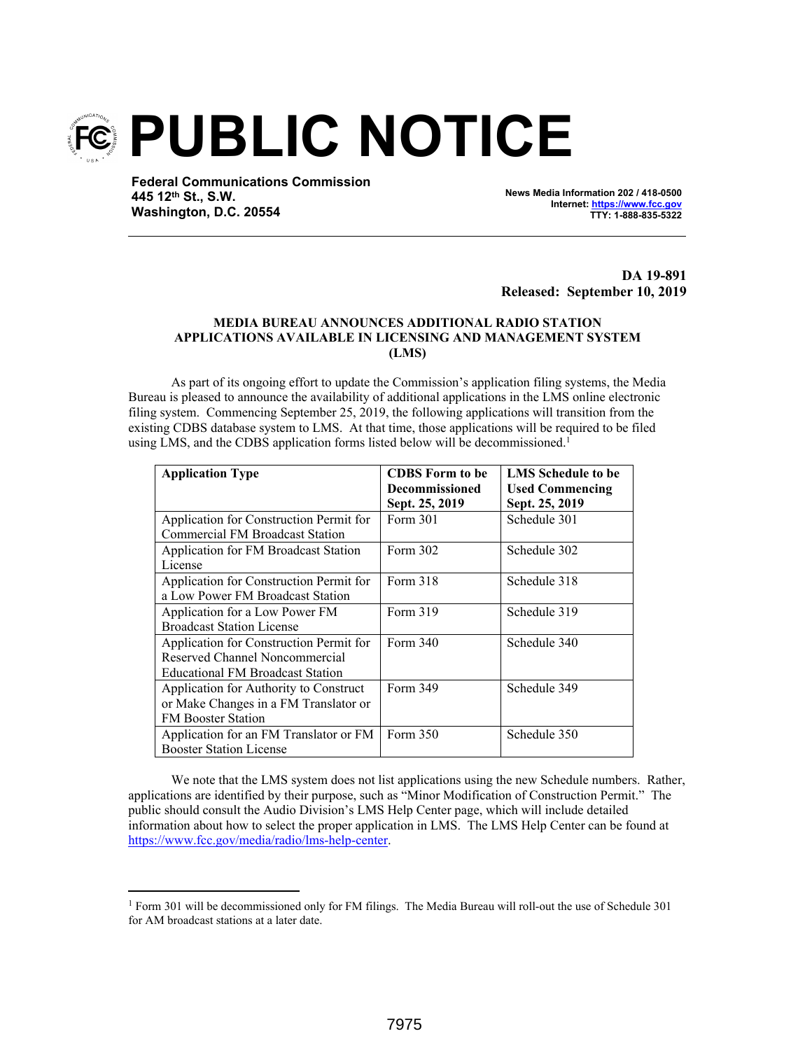# PUBLIC NOTICE

**Federal Communications Commission**
**445 12th St., S.W.**
**Washington, D.C. 20554**

**News Media Information 202 / 418-0500**
**Internet: https://www.fcc.gov**
**TTY: 1-888-835-5322**

**DA 19-891**
**Released: September 10, 2019**

**MEDIA BUREAU ANNOUNCES ADDITIONAL RADIO STATION APPLICATIONS AVAILABLE IN LICENSING AND MANAGEMENT SYSTEM (LMS)**

As part of its ongoing effort to update the Commission's application filing systems, the Media Bureau is pleased to announce the availability of additional applications in the LMS online electronic filing system. Commencing September 25, 2019, the following applications will transition from the existing CDBS database system to LMS. At that time, those applications will be required to be filed using LMS, and the CDBS application forms listed below will be decommissioned.[1]

| Application Type | CDBS Form to be Decommissioned Sept. 25, 2019 | LMS Schedule to be Used Commencing Sept. 25, 2019 |
|---|---|---|
| Application for Construction Permit for Commercial FM Broadcast Station | Form 301 | Schedule 301 |
| Application for FM Broadcast Station License | Form 302 | Schedule 302 |
| Application for Construction Permit for a Low Power FM Broadcast Station | Form 318 | Schedule 318 |
| Application for a Low Power FM Broadcast Station License | Form 319 | Schedule 319 |
| Application for Construction Permit for Reserved Channel Noncommercial Educational FM Broadcast Station | Form 340 | Schedule 340 |
| Application for Authority to Construct or Make Changes in a FM Translator or FM Booster Station | Form 349 | Schedule 349 |
| Application for an FM Translator or FM Booster Station License | Form 350 | Schedule 350 |

We note that the LMS system does not list applications using the new Schedule numbers. Rather, applications are identified by their purpose, such as "Minor Modification of Construction Permit." The public should consult the Audio Division's LMS Help Center page, which will include detailed information about how to select the proper application in LMS. The LMS Help Center can be found at https://www.fcc.gov/media/radio/lms-help-center.

[1] Form 301 will be decommissioned only for FM filings. The Media Bureau will roll-out the use of Schedule 301 for AM broadcast stations at a later date.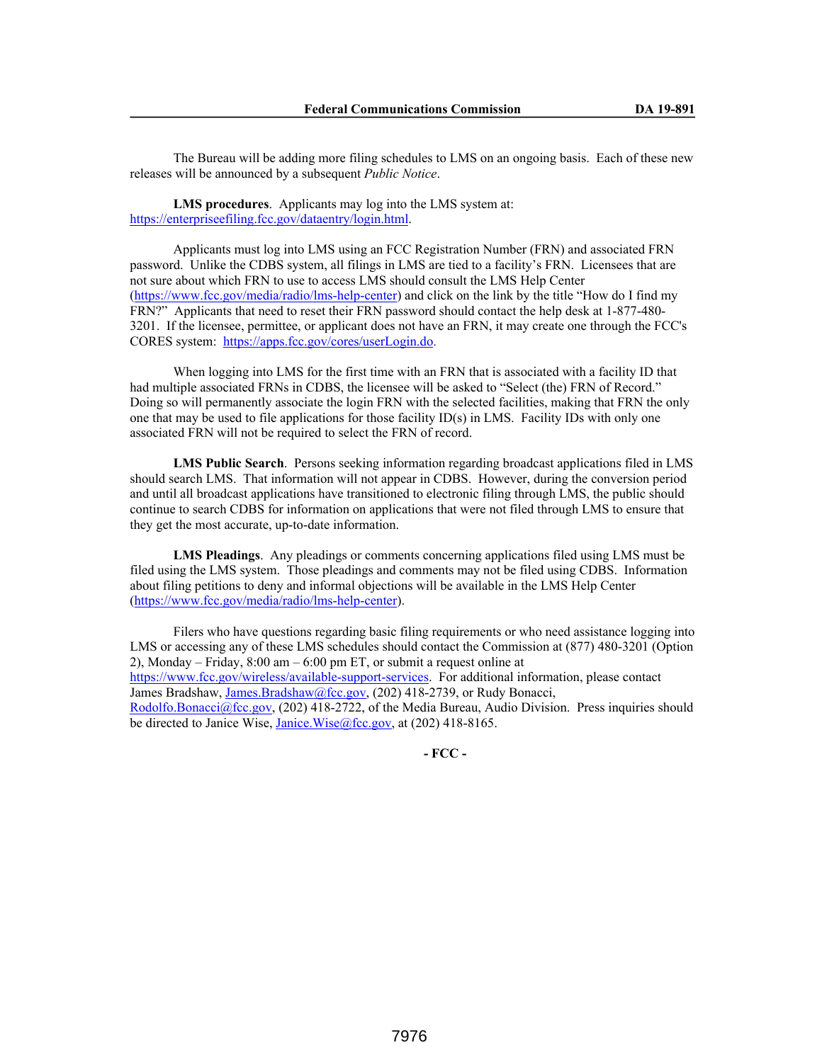The Bureau will be adding more filing schedules to LMS on an ongoing basis. Each of these new releases will be announced by a subsequent *Public Notice*.

**LMS procedures**. Applicants may log into the LMS system at: https://enterpriseefiling.fcc.gov/dataentry/login.html.

Applicants must log into LMS using an FCC Registration Number (FRN) and associated FRN password. Unlike the CDBS system, all filings in LMS are tied to a facility's FRN. Licensees that are not sure about which FRN to use to access LMS should consult the LMS Help Center (https://www.fcc.gov/media/radio/lms-help-center) and click on the link by the title "How do I find my FRN?" Applicants that need to reset their FRN password should contact the help desk at 1-877-480-3201. If the licensee, permittee, or applicant does not have an FRN, it may create one through the FCC's CORES system: https://apps.fcc.gov/cores/userLogin.do.

When logging into LMS for the first time with an FRN that is associated with a facility ID that had multiple associated FRNs in CDBS, the licensee will be asked to "Select (the) FRN of Record." Doing so will permanently associate the login FRN with the selected facilities, making that FRN the only one that may be used to file applications for those facility ID(s) in LMS. Facility IDs with only one associated FRN will not be required to select the FRN of record.

**LMS Public Search**. Persons seeking information regarding broadcast applications filed in LMS should search LMS. That information will not appear in CDBS. However, during the conversion period and until all broadcast applications have transitioned to electronic filing through LMS, the public should continue to search CDBS for information on applications that were not filed through LMS to ensure that they get the most accurate, up-to-date information.

**LMS Pleadings**. Any pleadings or comments concerning applications filed using LMS must be filed using the LMS system. Those pleadings and comments may not be filed using CDBS. Information about filing petitions to deny and informal objections will be available in the LMS Help Center (https://www.fcc.gov/media/radio/lms-help-center).

Filers who have questions regarding basic filing requirements or who need assistance logging into LMS or accessing any of these LMS schedules should contact the Commission at (877) 480-3201 (Option 2), Monday – Friday, 8:00 am – 6:00 pm ET, or submit a request online at https://www.fcc.gov/wireless/available-support-services. For additional information, please contact James Bradshaw, James.Bradshaw@fcc.gov, (202) 418-2739, or Rudy Bonacci, Rodolfo.Bonacci@fcc.gov, (202) 418-2722, of the Media Bureau, Audio Division. Press inquiries should be directed to Janice Wise, Janice.Wise@fcc.gov, at (202) 418-8165.

**- FCC -**